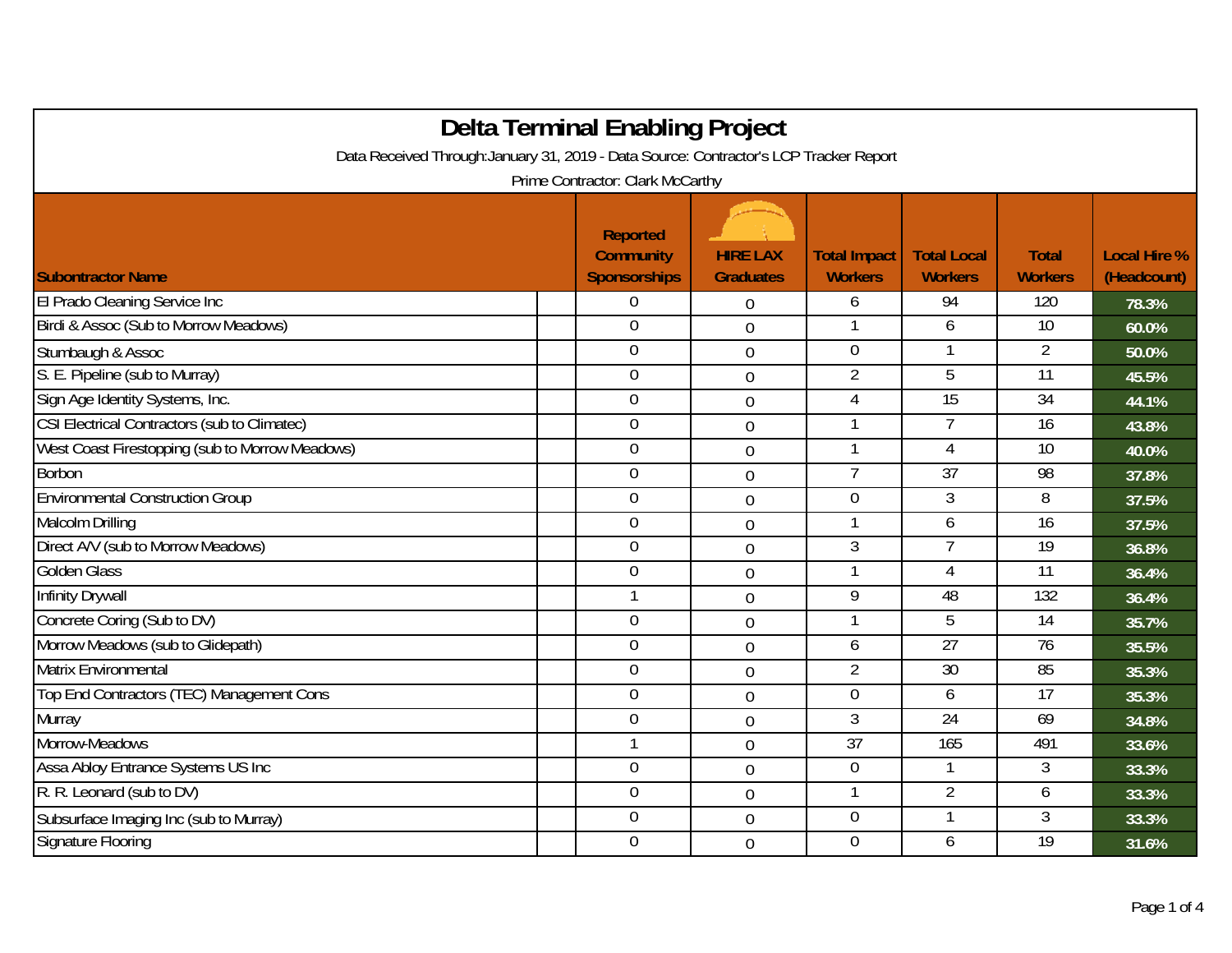# Delta Terminal Enabling Project

Data Received Through:January 31, 2019 - Data Source: Contractor's LCP Tracker Report

Prime Contractor: Clark McCarthy

| Subontractor Name | Reported Community Sponsorships | HIRE LAX Graduates | Total Impact Workers | Total Local Workers | Total Workers | Local Hire % (Headcount) |
|---|---|---|---|---|---|---|
| El Prado Cleaning Service Inc | 0 | 0 | 6 | 94 | 120 | 78.3% |
| Birdi & Assoc (Sub to Morrow Meadows) | 0 | 0 | 1 | 6 | 10 | 60.0% |
| Stumbaugh & Assoc | 0 | 0 | 0 | 1 | 2 | 50.0% |
| S. E. Pipeline (sub to Murray) | 0 | 0 | 2 | 5 | 11 | 45.5% |
| Sign Age Identity Systems, Inc. | 0 | 0 | 4 | 15 | 34 | 44.1% |
| CSI Electrical Contractors (sub to Climatec) | 0 | 0 | 1 | 7 | 16 | 43.8% |
| West Coast Firestopping (sub to Morrow Meadows) | 0 | 0 | 1 | 4 | 10 | 40.0% |
| Borbon | 0 | 0 | 7 | 37 | 98 | 37.8% |
| Environmental Construction Group | 0 | 0 | 0 | 3 | 8 | 37.5% |
| Malcolm Drilling | 0 | 0 | 1 | 6 | 16 | 37.5% |
| Direct A/V (sub to Morrow Meadows) | 0 | 0 | 3 | 7 | 19 | 36.8% |
| Golden Glass | 0 | 0 | 1 | 4 | 11 | 36.4% |
| Infinity Drywall | 1 | 0 | 9 | 48 | 132 | 36.4% |
| Concrete Coring (Sub to DV) | 0 | 0 | 1 | 5 | 14 | 35.7% |
| Morrow Meadows (sub to Glidepath) | 0 | 0 | 6 | 27 | 76 | 35.5% |
| Matrix Environmental | 0 | 0 | 2 | 30 | 85 | 35.3% |
| Top End Contractors (TEC) Management Cons | 0 | 0 | 0 | 6 | 17 | 35.3% |
| Murray | 0 | 0 | 3 | 24 | 69 | 34.8% |
| Morrow-Meadows | 1 | 0 | 37 | 165 | 491 | 33.6% |
| Assa Abloy Entrance Systems US Inc | 0 | 0 | 0 | 1 | 3 | 33.3% |
| R. R. Leonard (sub to DV) | 0 | 0 | 1 | 2 | 6 | 33.3% |
| Subsurface Imaging Inc (sub to Murray) | 0 | 0 | 0 | 1 | 3 | 33.3% |
| Signature Flooring | 0 | 0 | 0 | 6 | 19 | 31.6% |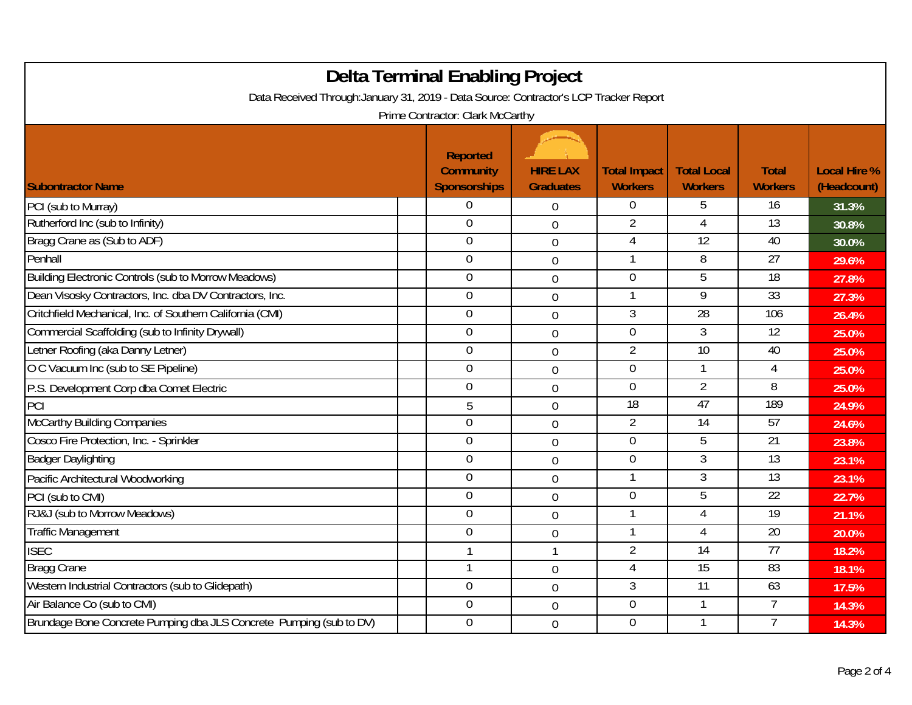# Delta Terminal Enabling Project

Data Received Through:January 31, 2019 - Data Source: Contractor's LCP Tracker Report

Prime Contractor: Clark McCarthy

| Subontractor Name | Reported Community Sponsorships | HIRE LAX Graduates | Total Impact Workers | Total Local Workers | Total Workers | Local Hire % (Headcount) |
|---|---|---|---|---|---|---|
| PCI (sub to Murray) | 0 | 0 | 0 | 5 | 16 | 31.3% |
| Rutherford Inc (sub to Infinity) | 0 | 0 | 2 | 4 | 13 | 30.8% |
| Bragg Crane as (Sub to ADF) | 0 | 0 | 4 | 12 | 40 | 30.0% |
| Penhall | 0 | 0 | 1 | 8 | 27 | 29.6% |
| Building Electronic Controls (sub to Morrow Meadows) | 0 | 0 | 0 | 5 | 18 | 27.8% |
| Dean Visosky Contractors, Inc. dba DV Contractors, Inc. | 0 | 0 | 1 | 9 | 33 | 27.3% |
| Critchfield Mechanical, Inc. of Southern California (CMI) | 0 | 0 | 3 | 28 | 106 | 26.4% |
| Commercial Scaffolding (sub to Infinity Drywall) | 0 | 0 | 0 | 3 | 12 | 25.0% |
| Letner Roofing (aka Danny Letner) | 0 | 0 | 2 | 10 | 40 | 25.0% |
| O C Vacuum Inc (sub to SE Pipeline) | 0 | 0 | 0 | 1 | 4 | 25.0% |
| P.S. Development Corp dba Comet Electric | 0 | 0 | 0 | 2 | 8 | 25.0% |
| PCI | 5 | 0 | 18 | 47 | 189 | 24.9% |
| McCarthy Building Companies | 0 | 0 | 2 | 14 | 57 | 24.6% |
| Cosco Fire Protection, Inc. - Sprinkler | 0 | 0 | 0 | 5 | 21 | 23.8% |
| Badger Daylighting | 0 | 0 | 0 | 3 | 13 | 23.1% |
| Pacific Architectural Woodworking | 0 | 0 | 1 | 3 | 13 | 23.1% |
| PCI (sub to CMI) | 0 | 0 | 0 | 5 | 22 | 22.7% |
| RJ&J (sub to Morrow Meadows) | 0 | 0 | 1 | 4 | 19 | 21.1% |
| Traffic Management | 0 | 0 | 1 | 4 | 20 | 20.0% |
| ISEC | 1 | 1 | 2 | 14 | 77 | 18.2% |
| Bragg Crane | 1 | 0 | 4 | 15 | 83 | 18.1% |
| Western Industrial Contractors (sub to Glidepath) | 0 | 0 | 3 | 11 | 63 | 17.5% |
| Air Balance Co (sub to CMI) | 0 | 0 | 0 | 1 | 7 | 14.3% |
| Brundage Bone Concrete Pumping dba JLS Concrete Pumping (sub to DV) | 0 | 0 | 0 | 1 | 7 | 14.3% |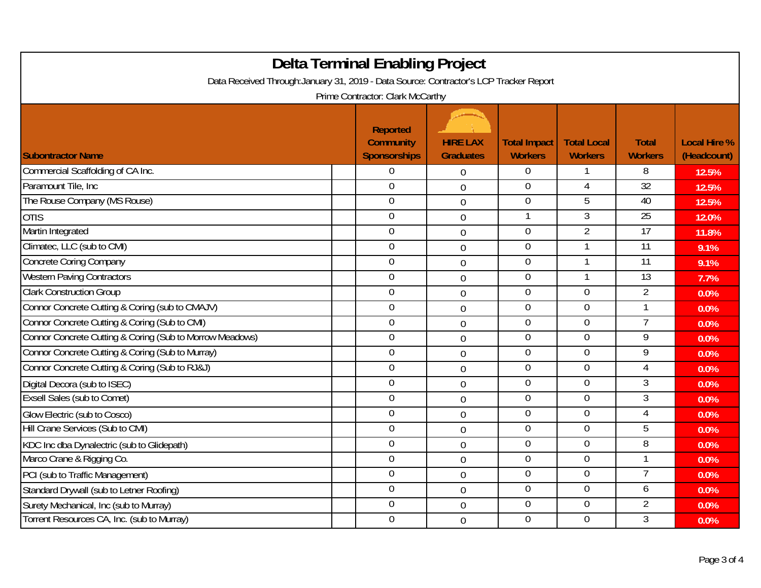# Delta Terminal Enabling Project

Data Received Through:January 31, 2019 - Data Source: Contractor's LCP Tracker Report

Prime Contractor: Clark McCarthy

| Subontractor Name | Reported Community Sponsorships | HIRE LAX Graduates | Total Impact Workers | Total Local Workers | Total Workers | Local Hire % (Headcount) |
|---|---|---|---|---|---|---|
| Commercial Scaffolding of CA Inc. | 0 | 0 | 0 | 1 | 8 | 12.5% |
| Paramount Tile, Inc | 0 | 0 | 0 | 4 | 32 | 12.5% |
| The Rouse Company (MS Rouse) | 0 | 0 | 0 | 5 | 40 | 12.5% |
| OTIS | 0 | 0 | 1 | 3 | 25 | 12.0% |
| Martin Integrated | 0 | 0 | 0 | 2 | 17 | 11.8% |
| Climatec, LLC (sub to CMI) | 0 | 0 | 0 | 1 | 11 | 9.1% |
| Concrete Coring Company | 0 | 0 | 0 | 1 | 11 | 9.1% |
| Western Paving Contractors | 0 | 0 | 0 | 1 | 13 | 7.7% |
| Clark Construction Group | 0 | 0 | 0 | 0 | 2 | 0.0% |
| Connor Concrete Cutting & Coring (sub to CMAJV) | 0 | 0 | 0 | 0 | 1 | 0.0% |
| Connor Concrete Cutting & Coring (Sub to CMI) | 0 | 0 | 0 | 0 | 7 | 0.0% |
| Connor Concrete Cutting & Coring (Sub to Morrow Meadows) | 0 | 0 | 0 | 0 | 9 | 0.0% |
| Connor Concrete Cutting & Coring (Sub to Murray) | 0 | 0 | 0 | 0 | 9 | 0.0% |
| Connor Concrete Cutting & Coring (Sub to RJ&J) | 0 | 0 | 0 | 0 | 4 | 0.0% |
| Digital Decora (sub to ISEC) | 0 | 0 | 0 | 0 | 3 | 0.0% |
| Exsell Sales (sub to Comet) | 0 | 0 | 0 | 0 | 3 | 0.0% |
| Glow Electric (sub to Cosco) | 0 | 0 | 0 | 0 | 4 | 0.0% |
| Hill Crane Services (Sub to CMI) | 0 | 0 | 0 | 0 | 5 | 0.0% |
| KDC Inc dba Dynalectric (sub to Glidepath) | 0 | 0 | 0 | 0 | 8 | 0.0% |
| Marco Crane & Rigging Co. | 0 | 0 | 0 | 0 | 1 | 0.0% |
| PCI (sub to Traffic Management) | 0 | 0 | 0 | 0 | 7 | 0.0% |
| Standard Drywall (sub to Letner Roofing) | 0 | 0 | 0 | 0 | 6 | 0.0% |
| Surety Mechanical, Inc (sub to Murray) | 0 | 0 | 0 | 0 | 2 | 0.0% |
| Torrent Resources CA, Inc. (sub to Murray) | 0 | 0 | 0 | 0 | 3 | 0.0% |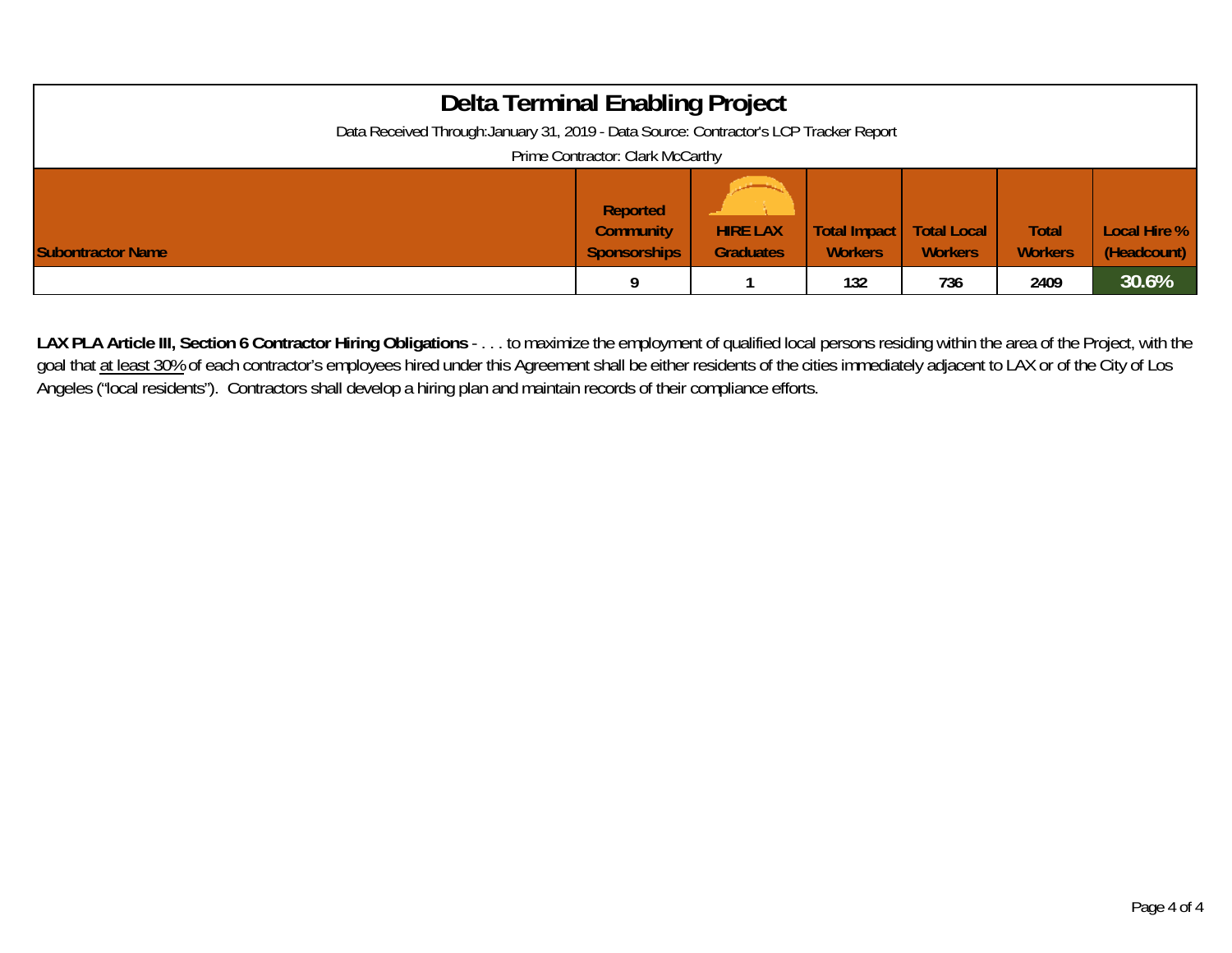# Delta Terminal Enabling Project

Data Received Through:January 31, 2019 - Data Source: Contractor's LCP Tracker Report

Prime Contractor: Clark McCarthy

| Subontractor Name | Reported Community Sponsorships | HIRE LAX Graduates | Total Impact Workers | Total Local Workers | Total Workers | Local Hire % (Headcount) |
|---|---|---|---|---|---|---|
| | 9 | 1 | 132 | 736 | 2409 | 30.6% |

**LAX PLA Article III, Section 6 Contractor Hiring Obligations** - . . . to maximize the employment of qualified local persons residing within the area of the Project, with the goal that at least 30% of each contractor's employees hired under this Agreement shall be either residents of the cities immediately adjacent to LAX or of the City of Los Angeles ("local residents"). Contractors shall develop a hiring plan and maintain records of their compliance efforts.